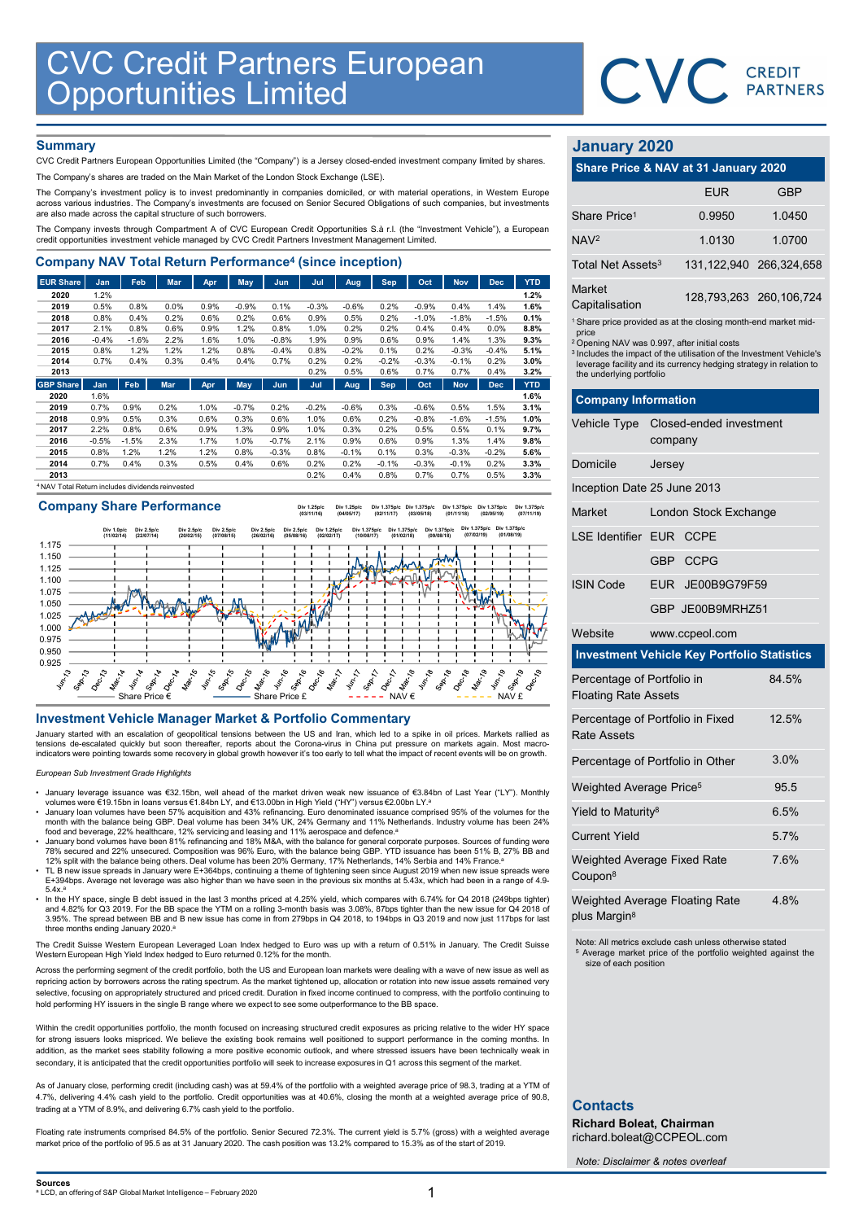# CVC Credit Partners European Opportunities Limited

## Summary

CVC Credit Partners European Opportunities Limited (the "Company") is a Jersey closed-ended investment company limited by shares.

The Company's shares are traded on the Main Market of the London Stock Exchange (LSE).

The Company's investment policy is to invest predominantly in companies domiciled, or with material operations, in Western Europe across various industries. The Company's investments are focused on Senior Secured Obligations of such companies, but investments are also made across the capital structure of such borrowers.

The Company invests through Compartment A of CVC European Credit Opportunities S.à r.l. (the "Investment Vehicle"), a European credit opportunities investment vehicle managed by CVC Credit Partners Investment Management Limited.

## Company NAV Total Return Performance[4] (since inception)

| EUR Share | Jan | Feb | Mar | Apr | May | Jun | Jul | Aug | Sep | Oct | Nov | Dec | YTD |
|---|---|---|---|---|---|---|---|---|---|---|---|---|---|
| 2020 | 1.2% | | | | | | | | | | | | 1.2% |
| 2019 | 0.5% | 0.8% | 0.0% | 0.9% | -0.9% | 0.1% | -0.3% | -0.6% | 0.2% | -0.9% | 0.4% | 1.4% | 1.6% |
| 2018 | 0.8% | 0.4% | 0.2% | 0.6% | 0.2% | 0.6% | 0.9% | 0.5% | 0.2% | -1.0% | -1.8% | -1.5% | 0.1% |
| 2017 | 2.1% | 0.8% | 0.6% | 0.9% | 1.2% | 0.8% | 1.0% | 0.2% | 0.2% | 0.4% | 0.4% | 0.0% | 8.8% |
| 2016 | -0.4% | -1.6% | 2.2% | 1.6% | 1.0% | -0.8% | 1.9% | 0.9% | 0.6% | 0.9% | 1.4% | 1.3% | 9.3% |
| 2015 | 0.8% | 1.2% | 1.2% | 1.2% | 0.8% | -0.4% | 0.8% | -0.2% | 0.1% | 0.2% | -0.3% | -0.4% | 5.1% |
| 2014 | 0.7% | 0.4% | 0.3% | 0.4% | 0.4% | 0.7% | 0.2% | 0.2% | -0.2% | -0.3% | -0.1% | 0.2% | 3.0% |
| 2013 | | | | | | | 0.2% | 0.5% | 0.6% | 0.7% | 0.7% | 0.4% | 3.2% |

| GBP Share | Jan | Feb | Mar | Apr | May | Jun | Jul | Aug | Sep | Oct | Nov | Dec | YTD |
|---|---|---|---|---|---|---|---|---|---|---|---|---|---|
| 2020 | 1.6% | | | | | | | | | | | | 1.6% |
| 2019 | 0.7% | 0.9% | 0.2% | 1.0% | -0.7% | 0.2% | -0.2% | -0.6% | 0.3% | -0.6% | 0.5% | 1.5% | 3.1% |
| 2018 | 0.9% | 0.5% | 0.3% | 0.6% | 0.3% | 0.6% | 1.0% | 0.6% | 0.2% | -0.8% | -1.6% | -1.5% | 1.0% |
| 2017 | 2.2% | 0.8% | 0.6% | 0.9% | 1.3% | 0.9% | 1.0% | 0.3% | 0.2% | 0.5% | 0.5% | 0.1% | 9.7% |
| 2016 | -0.5% | -1.5% | 2.3% | 1.7% | 1.0% | -0.7% | 2.1% | 0.9% | 0.6% | 0.9% | 1.3% | 1.4% | 9.8% |
| 2015 | 0.8% | 1.2% | 1.2% | 1.2% | 0.8% | -0.3% | 0.8% | -0.1% | 0.1% | 0.3% | -0.3% | -0.2% | 5.6% |
| 2014 | 0.7% | 0.4% | 0.3% | 0.5% | 0.4% | 0.6% | 0.2% | 0.2% | -0.1% | -0.3% | -0.1% | 0.2% | 3.3% |
| 2013 | | | | | | | 0.2% | 0.4% | 0.8% | 0.7% | 0.7% | 0.5% | 3.3% |

[4] NAV Total Return includes dividends reinvested

## Company Share Performance

Div 1.0p/c (11/02/14), Div 2.5p/c (22/07/14), Div 2.5p/c (20/02/15), Div 2.5p/c (07/08/15), Div 2.5p/c (26/02/16), Div 2.5p/c (05/08/16), Div 1.25p/c (03/11/16), Div 1.25p/c (02/02/17), Div 1.25p/c (04/05/17), Div 1.375p/c (10/08/17), Div 1.375p/c (02/11/17), Div 1.375p/c (01/02/18), Div 1.375p/c (03/05/18), Div 1.375p/c (09/08/18), Div 1.375p/c (01/11/18), Div 1.375p/c (07/02/19), Div 1.375p/c (02/05/19), Div 1.375p/c (01/08/19), Div 1.375p/c (07/11/19)

Share Price € — Share Price £ — NAV € — NAV £

## Investment Vehicle Manager Market & Portfolio Commentary

January started with an escalation of geopolitical tensions between the US and Iran, which led to a spike in oil prices. Markets rallied as tensions de-escalated quickly but soon thereafter, reports about the Corona-virus in China put pressure on markets again. Most macro-indicators were pointing towards some recovery in global growth however it's too early to tell what the impact of recent events will be on growth.

*European Sub Investment Grade Highlights*

- January leverage issuance was €32.15bn, well ahead of the market driven weak new issuance of €3.84bn of Last Year ("LY"). Monthly volumes were €19.15bn in loans versus €1.84bn LY, and €13.00bn in High Yield ("HY") versus €2.00bn LY.[a]
- January loan volumes have been 57% acquisition and 43% refinancing. Euro denominated issuance comprised 95% of the volumes for the month with the balance being GBP. Deal volume has been 34% UK, 24% Germany and 11% Netherlands. Industry volume has been 24% food and beverage, 22% healthcare, 12% servicing and leasing and 11% aerospace and defence.[a]
- January bond volumes have been 81% refinancing and 18% M&A, with the balance for general corporate purposes. Sources of funding were 78% secured and 22% unsecured. Composition was 96% Euro, with the balance being GBP. YTD issuance has been 51% B, 27% BB and 12% split with the balance being others. Deal volume has been 20% Germany, 17% Netherlands, 14% Serbia and 14% France.[a]
- TL B new issue spreads in January were E+364bps, continuing a theme of tightening seen since August 2019 when new issue spreads were E+394bps. Average net leverage was also higher than we have seen in the previous six months at 5.43x, which had been in a range of 4.9-5.4x.[a]
- In the HY space, single B debt issued in the last 3 months priced at 4.25% yield, which compares with 6.74% for Q4 2018 (249bps tighter) and 4.82% for Q3 2019. For the BB space the YTM on a rolling 3-month basis was 3.08%, 87bps tighter than the new issue for Q4 2018 of 3.95%. The spread between BB and B new issue has come in from 279bps in Q4 2018, to 194bps in Q3 2019 and now just 117bps for last three months ending January 2020.[a]

The Credit Suisse Western European Leveraged Loan Index hedged to Euro was up with a return of 0.51% in January. The Credit Suisse Western European High Yield Index hedged to Euro returned 0.12% for the month.

Across the performing segment of the credit portfolio, both the US and European loan markets were dealing with a wave of new issue as well as repricing action by borrowers across the rating spectrum. As the market tightened up, allocation or rotation into new issue assets remained very selective, focusing on appropriately structured and priced credit. Duration in fixed income continued to compress, with the portfolio continuing to hold performing HY issuers in the single B range where we expect to see some outperformance to the BB space.

Within the credit opportunities portfolio, the month focused on increasing structured credit exposures as pricing relative to the wider HY space for strong issuers looks mispriced. We believe the existing book remains well positioned to support performance in the coming months. In addition, as the market sees stability following a more positive economic outlook, and where stressed issuers have been technically weak in secondary, it is anticipated that the credit opportunities portfolio will seek to increase exposures in Q1 across this segment of the market.

As of January close, performing credit (including cash) was at 59.4% of the portfolio with a weighted average price of 98.3, trading at a YTM of 4.7%, delivering a 4.4% cash yield to the portfolio. Credit opportunities was at 40.6%, closing the month at a weighted average price of 90.8, trading at a YTM of 8.9%, and delivering 6.7% cash yield to the portfolio.

Floating rate instruments comprised 84.5% of the portfolio. Senior Secured 72.3%. The current yield is 5.7% (gross) with a weighted average market price of the portfolio of 95.5 as at 31 January 2020. The cash position was 13.2% compared to 15.3% as of the start of 2019.

## January 2020

### Share Price & NAV at 31 January 2020

| | EUR | GBP |
|---|---|---|
| Share Price[1] | 0.9950 | 1.0450 |
| NAV[2] | 1.0130 | 1.0700 |
| Total Net Assets[3] | 131,122,940 | 266,324,658 |
| Market Capitalisation | 128,793,263 | 260,106,724 |

[1] Share price provided as at the closing month-end market mid-price
[2] Opening NAV was 0.997, after initial costs
[3] Includes the impact of the utilisation of the Investment Vehicle's leverage facility and its currency hedging strategy in relation to the underlying portfolio

### Company Information

| | |
|---|---|
| Vehicle Type | Closed-ended investment company |
| Domicile | Jersey |
| Inception Date | 25 June 2013 |
| Market | London Stock Exchange |
| LSE Identifier | EUR CCPE |
| | GBP CCPG |
| ISIN Code | EUR JE00B9G79F59 |
| | GBP JE00B9MRHZ51 |
| Website | www.ccpeol.com |

### Investment Vehicle Key Portfolio Statistics

| | |
|---|---|
| Percentage of Portfolio in Floating Rate Assets | 84.5% |
| Percentage of Portfolio in Fixed Rate Assets | 12.5% |
| Percentage of Portfolio in Other | 3.0% |
| Weighted Average Price[5] | 95.5 |
| Yield to Maturity[8] | 6.5% |
| Current Yield | 5.7% |
| Weighted Average Fixed Rate Coupon[8] | 7.6% |
| Weighted Average Floating Rate plus Margin[8] | 4.8% |

Note: All metrics exclude cash unless otherwise stated
[5] Average market price of the portfolio weighted against the size of each position

## Contacts

**Richard Boleat, Chairman**
richard.boleat@CCPEOL.com

*Note: Disclaimer & notes overleaf*

**Sources**
[a] LCD, an offering of S&P Global Market Intelligence – February 2020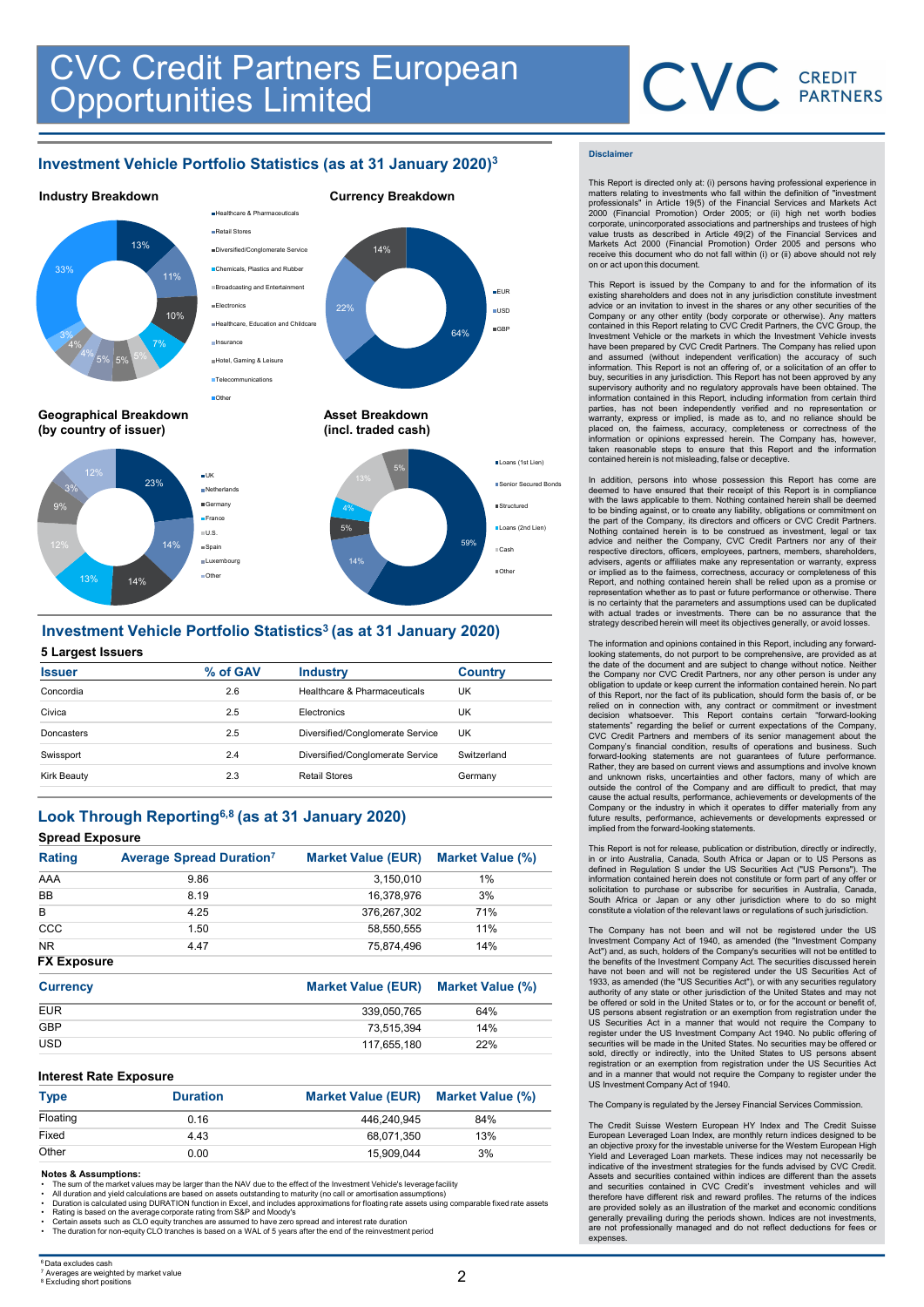# CVC Credit Partners European Opportunities Limited

## Investment Vehicle Portfolio Statistics (as at 31 January 2020)[3]

### Industry Breakdown

13%
11%
10%
7%
5%
5%
5%
4%
4%
3%
33%

- Healthcare & Pharmaceuticals
- Retail Stores
- Diversified/Conglomerate Service
- Chemicals, Plastics and Rubber
- Broadcasting and Entertainment
- Electronics
- Healthcare, Education and Childcare
- Insurance
- Hotel, Gaming & Leisure
- Telecommunications
- Other

### Currency Breakdown

64%
22%
14%

- EUR
- USD
- GBP

### Geographical Breakdown (by country of issuer)

23%
14%
14%
13%
12%
9%
3%
12%

- UK
- Netherlands
- Germany
- France
- U.S.
- Spain
- Luxembourg
- Other

### Asset Breakdown (incl. traded cash)

59%
14%
5%
4%
13%
5%

- Loans (1st Lien)
- Senior Secured Bonds
- Structured
- Loans (2nd Lien)
- Cash
- Other

## Investment Vehicle Portfolio Statistics[3] (as at 31 January 2020)

### 5 Largest Issuers

| Issuer | % of GAV | Industry | Country |
|---|---|---|---|
| Concordia | 2.6 | Healthcare & Pharmaceuticals | UK |
| Civica | 2.5 | Electronics | UK |
| Doncasters | 2.5 | Diversified/Conglomerate Service | UK |
| Swissport | 2.4 | Diversified/Conglomerate Service | Switzerland |
| Kirk Beauty | 2.3 | Retail Stores | Germany |

## Look Through Reporting[6,8] (as at 31 January 2020)

### Spread Exposure

| Rating | Average Spread Duration[7] | Market Value (EUR) | Market Value (%) |
|---|---|---|---|
| AAA | 9.86 | 3,150,010 | 1% |
| BB | 8.19 | 16,378,976 | 3% |
| B | 4.25 | 376,267,302 | 71% |
| CCC | 1.50 | 58,550,555 | 11% |
| NR | 4.47 | 75,874,496 | 14% |

### FX Exposure

| Currency | Market Value (EUR) | Market Value (%) |
|---|---|---|
| EUR | 339,050,765 | 64% |
| GBP | 73,515,394 | 14% |
| USD | 117,655,180 | 22% |

### Interest Rate Exposure

| Type | Duration | Market Value (EUR) | Market Value (%) |
|---|---|---|---|
| Floating | 0.16 | 446,240,945 | 84% |
| Fixed | 4.43 | 68,071,350 | 13% |
| Other | 0.00 | 15,909,044 | 3% |

**Notes & Assumptions:**

- The sum of the market values may be larger than the NAV due to the effect of the Investment Vehicle's leverage facility
- All duration and yield calculations are based on assets outstanding to maturity (no call or amortisation assumptions)
- Duration is calculated using DURATION function in Excel, and includes approximations for floating rate assets using comparable fixed rate assets
- Rating is based on the average corporate rating from S&P and Moody's
- Certain assets such as CLO equity tranches are assumed to have zero spread and interest rate duration
- The duration for non-equity CLO tranches is based on a WAL of 5 years after the end of the reinvestment period

[6] Data excludes cash
[7] Averages are weighted by market value
[8] Excluding short positions

### Disclaimer

This Report is directed only at: (i) persons having professional experience in matters relating to investments who fall within the definition of "investment professionals" in Article 19(5) of the Financial Services and Markets Act 2000 (Financial Promotion) Order 2005; or (ii) high net worth bodies corporate, unincorporated associations and partnerships and trustees of high value trusts as described in Article 49(2) of the Financial Services and Markets Act 2000 (Financial Promotion) Order 2005 and persons who receive this document who do not fall within (i) or (ii) above should not rely on or act upon this document.

This Report is issued by the Company to and for the information of its existing shareholders and does not in any jurisdiction constitute investment advice or an invitation to invest in the shares or any other securities of the Company or any other entity (body corporate or otherwise). Any matters contained in this Report relating to CVC Credit Partners, the CVC Group, the Investment Vehicle or the markets in which the Investment Vehicle invests have been prepared by CVC Credit Partners. The Company has relied upon and assumed (without independent verification) the accuracy of such information. This Report is not an offering of, or a solicitation of an offer to buy, securities in any jurisdiction. This Report has not been approved by any supervisory authority and no regulatory approvals have been obtained. The information contained in this Report, including information from certain third parties, has not been independently verified and no representation or warranty, express or implied, is made as to, and no reliance should be placed on, the fairness, accuracy, completeness or correctness of the information or opinions expressed herein. The Company has, however, taken reasonable steps to ensure that this Report and the information contained herein is not misleading, false or deceptive.

In addition, persons into whose possession this Report has come are deemed to have ensured that their receipt of this Report is in compliance with the laws applicable to them. Nothing contained herein shall be deemed to be binding against, or to create any liability, obligations or commitment on the part of the Company, its directors and officers or CVC Credit Partners. Nothing contained herein is to be construed as investment, legal or tax advice and neither the Company, CVC Credit Partners nor any of their respective directors, officers, employees, partners, members, shareholders, advisers, agents or affiliates make any representation or warranty, express or implied as to the fairness, correctness, accuracy or completeness of this Report, and nothing contained herein shall be relied upon as a promise or representation whether as to past or future performance or otherwise. There is no certainty that the parameters and assumptions used can be duplicated with actual trades or investments. There can be no assurance that the strategy described herein will meet its objectives generally, or avoid losses.

The information and opinions contained in this Report, including any forward-looking statements, do not purport to be comprehensive, are provided as at the date of the document and are subject to change without notice. Neither the Company nor CVC Credit Partners, nor any other person is under any obligation to update or keep current the information contained herein. No part of this Report, nor the fact of its publication, should form the basis of, or be relied on in connection with, any contract or commitment or investment decision whatsoever. This Report contains certain "forward-looking statements" regarding the belief or current expectations of the Company, CVC Credit Partners and members of its senior management about the Company's financial condition, results of operations and business. Such forward-looking statements are not guarantees of future performance. Rather, they are based on current views and assumptions and involve known and unknown risks, uncertainties and other factors, many of which are outside the control of the Company and are difficult to predict, that may cause the actual results, performance, achievements or developments of the Company or the industry in which it operates to differ materially from any future results, performance, achievements or developments expressed or implied from the forward-looking statements.

This Report is not for release, publication or distribution, directly or indirectly, in or into Australia, Canada, South Africa or Japan or to US Persons as defined in Regulation S under the US Securities Act ("US Persons"). The information contained herein does not constitute or form part of any offer or solicitation to purchase or subscribe for securities in Australia, Canada, South Africa or Japan or any other jurisdiction where to do so might constitute a violation of the relevant laws or regulations of such jurisdiction.

The Company has not been and will not be registered under the US Investment Company Act of 1940, as amended (the "Investment Company Act") and, as such, holders of the Company's securities will not be entitled to the benefits of the Investment Company Act. The securities discussed herein have not been and will not be registered under the US Securities Act of 1933, as amended (the "US Securities Act"), or with any securities regulatory authority of any state or other jurisdiction of the United States and may not be offered or sold in the United States or to, or for the account or benefit of, US persons absent registration or an exemption from registration under the US Securities Act in a manner that would not require the Company to register under the US Investment Company Act 1940. No public offering of securities will be made in the United States. No securities may be offered or sold, directly or indirectly, into the United States to US persons absent registration or an exemption from registration under the US Securities Act and in a manner that would not require the Company to register under the US Investment Company Act of 1940.

The Company is regulated by the Jersey Financial Services Commission.

The Credit Suisse Western European HY Index and The Credit Suisse European Leveraged Loan Index, are monthly return indices designed to be an objective proxy for the investable universe for the Western European High Yield and Leveraged Loan markets. These indices may not necessarily be indicative of the investment strategies for the funds advised by CVC Credit. Assets and securities contained within indices are different than the assets and securities contained in CVC Credit's investment vehicles and will therefore have different risk and reward profiles. The returns of the indices are provided solely as an illustration of the market and economic conditions generally prevailing during the periods shown. Indices are not investments, are not professionally managed and do not reflect deductions for fees or expenses.